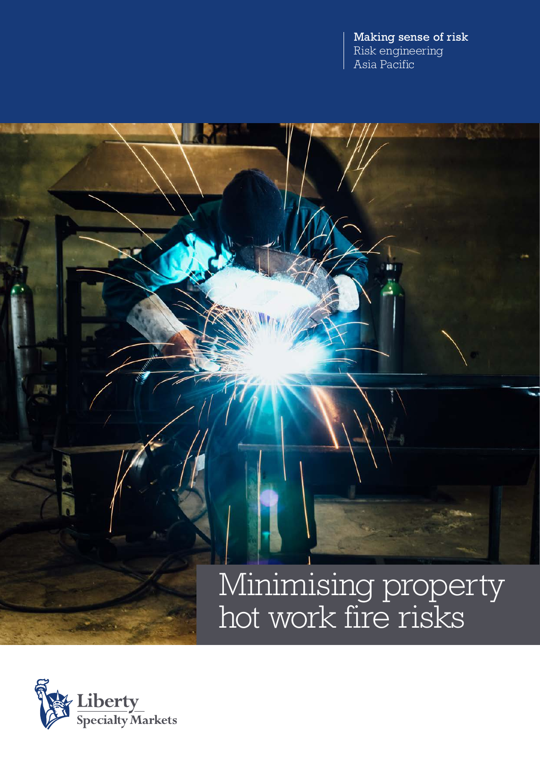Making sense of risk
Risk engineering
Asia Pacific

# Minimising property hot work fire risks

Liberty Specialty Markets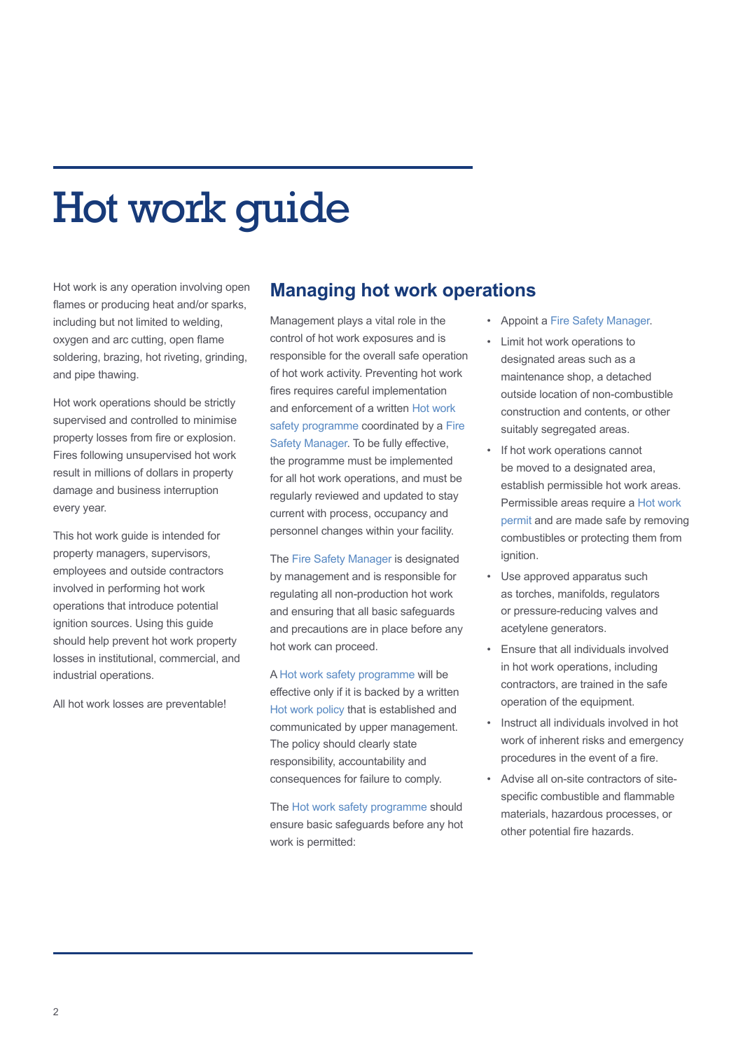# Hot work guide

Hot work is any operation involving open flames or producing heat and/or sparks, including but not limited to welding, oxygen and arc cutting, open flame soldering, brazing, hot riveting, grinding, and pipe thawing.

Hot work operations should be strictly supervised and controlled to minimise property losses from fire or explosion. Fires following unsupervised hot work result in millions of dollars in property damage and business interruption every year.

This hot work guide is intended for property managers, supervisors, employees and outside contractors involved in performing hot work operations that introduce potential ignition sources. Using this guide should help prevent hot work property losses in institutional, commercial, and industrial operations.

All hot work losses are preventable!

## Managing hot work operations

Management plays a vital role in the control of hot work exposures and is responsible for the overall safe operation of hot work activity. Preventing hot work fires requires careful implementation and enforcement of a written Hot work safety programme coordinated by a Fire Safety Manager. To be fully effective, the programme must be implemented for all hot work operations, and must be regularly reviewed and updated to stay current with process, occupancy and personnel changes within your facility.

The Fire Safety Manager is designated by management and is responsible for regulating all non-production hot work and ensuring that all basic safeguards and precautions are in place before any hot work can proceed.

A Hot work safety programme will be effective only if it is backed by a written Hot work policy that is established and communicated by upper management. The policy should clearly state responsibility, accountability and consequences for failure to comply.

The Hot work safety programme should ensure basic safeguards before any hot work is permitted:

- Appoint a Fire Safety Manager.
- Limit hot work operations to designated areas such as a maintenance shop, a detached outside location of non-combustible construction and contents, or other suitably segregated areas.
- If hot work operations cannot be moved to a designated area, establish permissible hot work areas. Permissible areas require a Hot work permit and are made safe by removing combustibles or protecting them from ignition.
- Use approved apparatus such as torches, manifolds, regulators or pressure-reducing valves and acetylene generators.
- Ensure that all individuals involved in hot work operations, including contractors, are trained in the safe operation of the equipment.
- Instruct all individuals involved in hot work of inherent risks and emergency procedures in the event of a fire.
- Advise all on-site contractors of site-specific combustible and flammable materials, hazardous processes, or other potential fire hazards.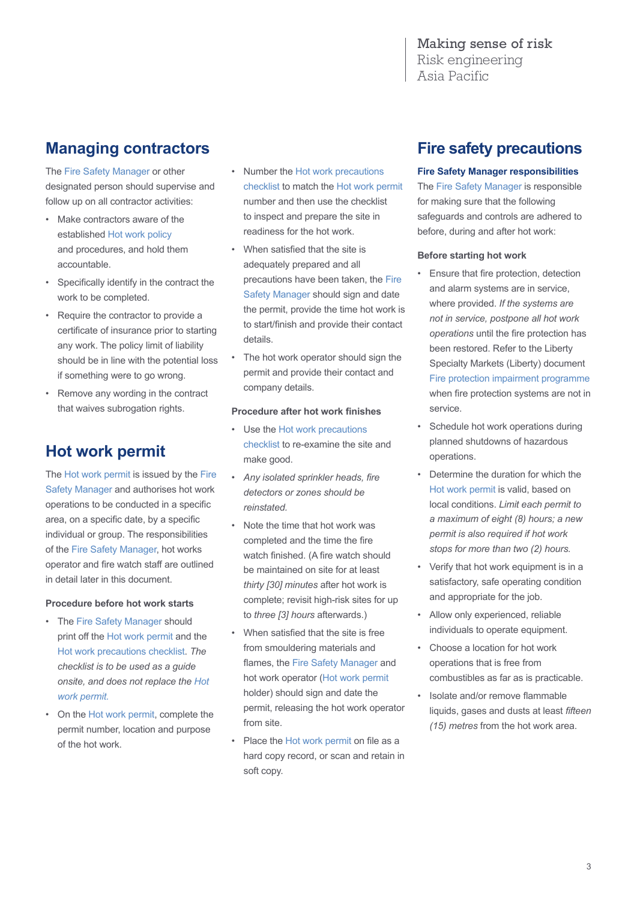## Managing contractors

The Fire Safety Manager or other designated person should supervise and follow up on all contractor activities:

- Make contractors aware of the established Hot work policy and procedures, and hold them accountable.
- Specifically identify in the contract the work to be completed.
- Require the contractor to provide a certificate of insurance prior to starting any work. The policy limit of liability should be in line with the potential loss if something were to go wrong.
- Remove any wording in the contract that waives subrogation rights.

## Hot work permit

The Hot work permit is issued by the Fire Safety Manager and authorises hot work operations to be conducted in a specific area, on a specific date, by a specific individual or group. The responsibilities of the Fire Safety Manager, hot works operator and fire watch staff are outlined in detail later in this document.

### Procedure before hot work starts

- The Fire Safety Manager should print off the Hot work permit and the Hot work precautions checklist. *The checklist is to be used as a guide onsite, and does not replace the Hot work permit.*
- On the Hot work permit, complete the permit number, location and purpose of the hot work.
- Number the Hot work precautions checklist to match the Hot work permit number and then use the checklist to inspect and prepare the site in readiness for the hot work.
- When satisfied that the site is adequately prepared and all precautions have been taken, the Fire Safety Manager should sign and date the permit, provide the time hot work is to start/finish and provide their contact details.
- The hot work operator should sign the permit and provide their contact and company details.

### Procedure after hot work finishes

- Use the Hot work precautions checklist to re-examine the site and make good.
- *Any isolated sprinkler heads, fire detectors or zones should be reinstated.*
- Note the time that hot work was completed and the time the fire watch finished. (A fire watch should be maintained on site for at least *thirty [30] minutes* after hot work is complete; revisit high-risk sites for up to *three [3] hours* afterwards.)
- When satisfied that the site is free from smouldering materials and flames, the Fire Safety Manager and hot work operator (Hot work permit holder) should sign and date the permit, releasing the hot work operator from site.
- Place the Hot work permit on file as a hard copy record, or scan and retain in soft copy.

## Fire safety precautions

### Fire Safety Manager responsibilities

The Fire Safety Manager is responsible for making sure that the following safeguards and controls are adhered to before, during and after hot work:

#### Before starting hot work

- Ensure that fire protection, detection and alarm systems are in service, where provided. *If the systems are not in service, postpone all hot work operations* until the fire protection has been restored. Refer to the Liberty Specialty Markets (Liberty) document Fire protection impairment programme when fire protection systems are not in service.
- Schedule hot work operations during planned shutdowns of hazardous operations.
- Determine the duration for which the Hot work permit is valid, based on local conditions. *Limit each permit to a maximum of eight (8) hours; a new permit is also required if hot work stops for more than two (2) hours.*
- Verify that hot work equipment is in a satisfactory, safe operating condition and appropriate for the job.
- Allow only experienced, reliable individuals to operate equipment.
- Choose a location for hot work operations that is free from combustibles as far as is practicable.
- Isolate and/or remove flammable liquids, gases and dusts at least *fifteen (15) metres* from the hot work area.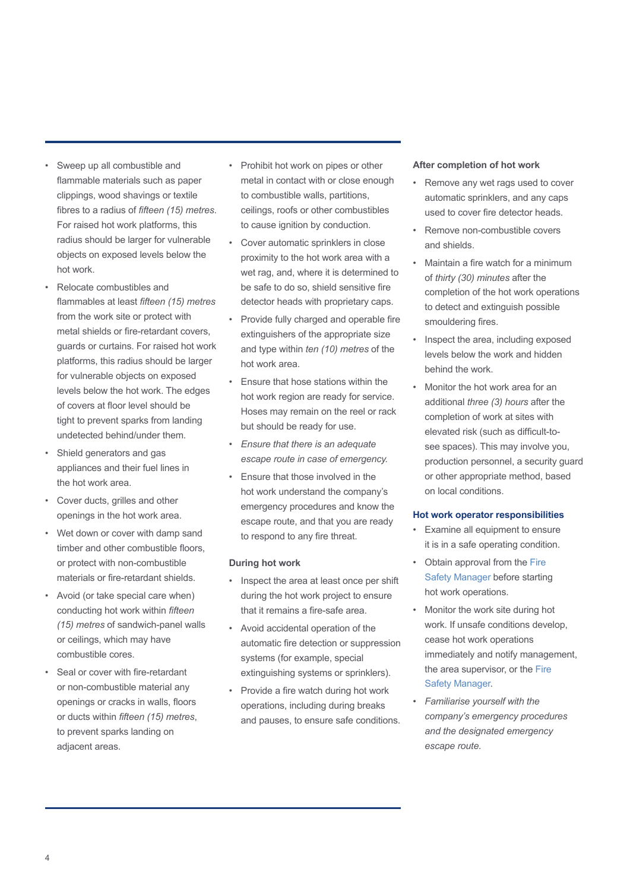- Sweep up all combustible and flammable materials such as paper clippings, wood shavings or textile fibres to a radius of *fifteen (15) metres*. For raised hot work platforms, this radius should be larger for vulnerable objects on exposed levels below the hot work.
- Relocate combustibles and flammables at least *fifteen (15) metres* from the work site or protect with metal shields or fire-retardant covers, guards or curtains. For raised hot work platforms, this radius should be larger for vulnerable objects on exposed levels below the hot work. The edges of covers at floor level should be tight to prevent sparks from landing undetected behind/under them.
- Shield generators and gas appliances and their fuel lines in the hot work area.
- Cover ducts, grilles and other openings in the hot work area.
- Wet down or cover with damp sand timber and other combustible floors, or protect with non-combustible materials or fire-retardant shields.
- Avoid (or take special care when) conducting hot work within *fifteen (15) metres* of sandwich-panel walls or ceilings, which may have combustible cores.
- Seal or cover with fire-retardant or non-combustible material any openings or cracks in walls, floors or ducts within *fifteen (15) metres*, to prevent sparks landing on adjacent areas.
- Prohibit hot work on pipes or other metal in contact with or close enough to combustible walls, partitions, ceilings, roofs or other combustibles to cause ignition by conduction.
- Cover automatic sprinklers in close proximity to the hot work area with a wet rag, and, where it is determined to be safe to do so, shield sensitive fire detector heads with proprietary caps.
- Provide fully charged and operable fire extinguishers of the appropriate size and type within *ten (10) metres* of the hot work area.
- Ensure that hose stations within the hot work region are ready for service. Hoses may remain on the reel or rack but should be ready for use.
- *Ensure that there is an adequate escape route in case of emergency.*
- Ensure that those involved in the hot work understand the company's emergency procedures and know the escape route, and that you are ready to respond to any fire threat.

**During hot work**

- Inspect the area at least once per shift during the hot work project to ensure that it remains a fire-safe area.
- Avoid accidental operation of the automatic fire detection or suppression systems (for example, special extinguishing systems or sprinklers).
- Provide a fire watch during hot work operations, including during breaks and pauses, to ensure safe conditions.

**After completion of hot work**

- Remove any wet rags used to cover automatic sprinklers, and any caps used to cover fire detector heads.
- Remove non-combustible covers and shields.
- Maintain a fire watch for a minimum of *thirty (30) minutes* after the completion of the hot work operations to detect and extinguish possible smouldering fires.
- Inspect the area, including exposed levels below the work and hidden behind the work.
- Monitor the hot work area for an additional *three (3) hours* after the completion of work at sites with elevated risk (such as difficult-to-see spaces). This may involve you, production personnel, a security guard or other appropriate method, based on local conditions.

## Hot work operator responsibilities

- Examine all equipment to ensure it is in a safe operating condition.
- Obtain approval from the Fire Safety Manager before starting hot work operations.
- Monitor the work site during hot work. If unsafe conditions develop, cease hot work operations immediately and notify management, the area supervisor, or the Fire Safety Manager.
- *Familiarise yourself with the company's emergency procedures and the designated emergency escape route.*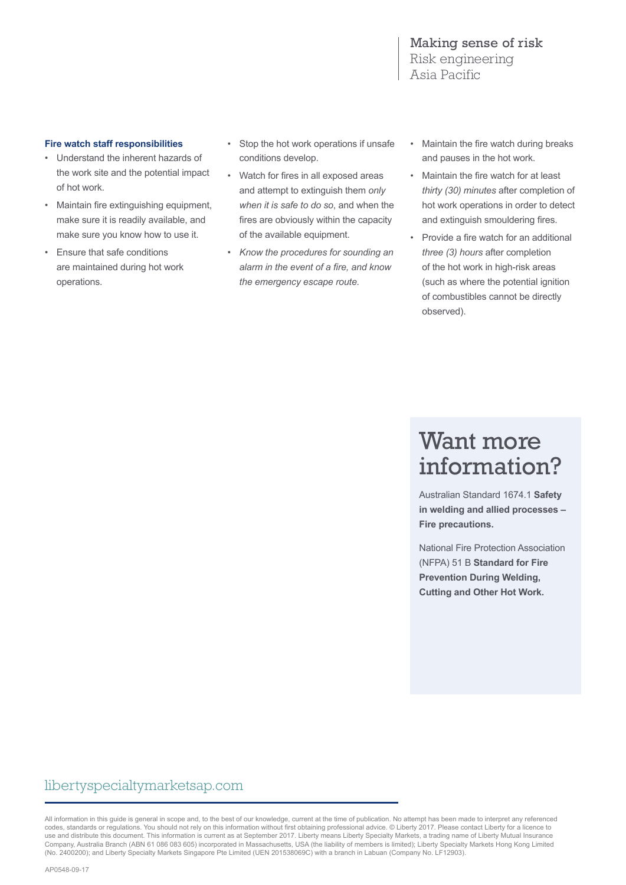### Fire watch staff responsibilities

- Understand the inherent hazards of the work site and the potential impact of hot work.
- Maintain fire extinguishing equipment, make sure it is readily available, and make sure you know how to use it.
- Ensure that safe conditions are maintained during hot work operations.
- Stop the hot work operations if unsafe conditions develop.
- Watch for fires in all exposed areas and attempt to extinguish them *only when it is safe to do so*, and when the fires are obviously within the capacity of the available equipment.
- *Know the procedures for sounding an alarm in the event of a fire, and know the emergency escape route.*
- Maintain the fire watch during breaks and pauses in the hot work.
- Maintain the fire watch for at least *thirty (30) minutes* after completion of hot work operations in order to detect and extinguish smouldering fires.
- Provide a fire watch for an additional *three (3) hours* after completion of the hot work in high-risk areas (such as where the potential ignition of combustibles cannot be directly observed).

## Want more information?

Australian Standard 1674.1 **Safety in welding and allied processes – Fire precautions.**

National Fire Protection Association (NFPA) 51 B **Standard for Fire Prevention During Welding, Cutting and Other Hot Work.**

libertyspecialtymarketsap.com

All information in this guide is general in scope and, to the best of our knowledge, current at the time of publication. No attempt has been made to interpret any referenced codes, standards or regulations. You should not rely on this information without first obtaining professional advice. © Liberty 2017. Please contact Liberty for a licence to use and distribute this document. This information is current as at September 2017. Liberty means Liberty Specialty Markets, a trading name of Liberty Mutual Insurance Company, Australia Branch (ABN 61 086 083 605) incorporated in Massachusetts, USA (the liability of members is limited); Liberty Specialty Markets Hong Kong Limited (No. 2400200); and Liberty Specialty Markets Singapore Pte Limited (UEN 201538069C) with a branch in Labuan (Company No. LF12903).

AP0548-09-17